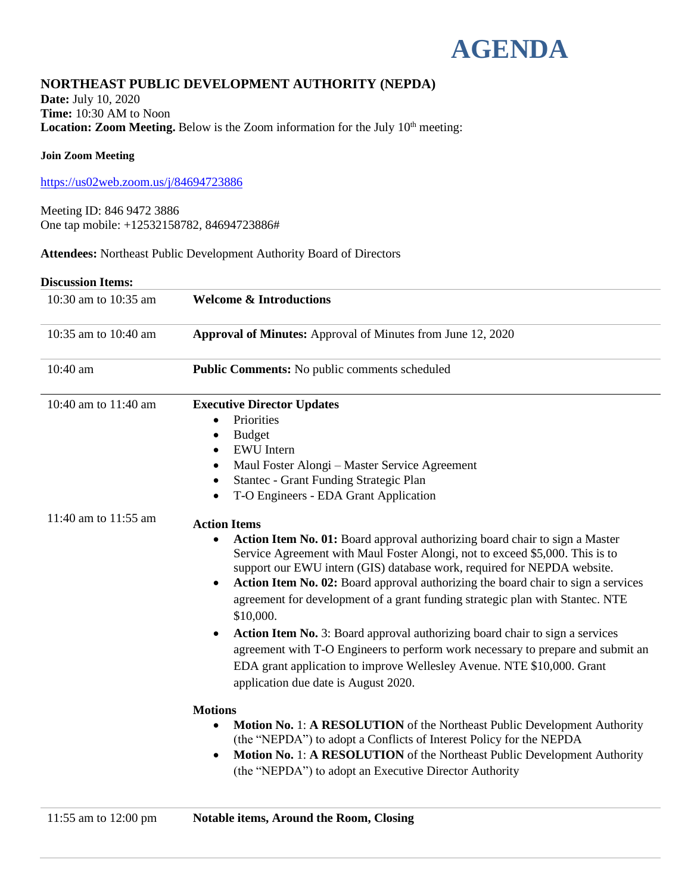# AGENDA

## NORTHEAST PUBLIC DEVELOPMENT AUTHORITY (NEPDA)

**Date:** July 10, 2020
**Time:** 10:30 AM to Noon
**Location: Zoom Meeting.** Below is the Zoom information for the July 10th meeting:

**Join Zoom Meeting**

https://us02web.zoom.us/j/84694723886

Meeting ID: 846 9472 3886
One tap mobile: +12532158782, 84694723886#

**Attendees:** Northeast Public Development Authority Board of Directors

**Discussion Items:**

| | |
|---|---|
| 10:30 am to 10:35 am | **Welcome & Introductions** |
| 10:35 am to 10:40 am | **Approval of Minutes:** Approval of Minutes from June 12, 2020 |
| 10:40 am | **Public Comments:** No public comments scheduled |
| 10:40 am to 11:40 am | **Executive Director Updates**<br>• Priorities<br>• Budget<br>• EWU Intern<br>• Maul Foster Alongi – Master Service Agreement<br>• Stantec - Grant Funding Strategic Plan<br>• T-O Engineers - EDA Grant Application |
| 11:40 am to 11:55 am | **Action Items**<br>• **Action Item No. 01:** Board approval authorizing board chair to sign a Master Service Agreement with Maul Foster Alongi, not to exceed $5,000. This is to support our EWU intern (GIS) database work, required for NEPDA website.<br>• **Action Item No. 02:** Board approval authorizing the board chair to sign a services agreement for development of a grant funding strategic plan with Stantec. NTE $10,000.<br>• **Action Item No.** 3: Board approval authorizing board chair to sign a services agreement with T-O Engineers to perform work necessary to prepare and submit an EDA grant application to improve Wellesley Avenue. NTE $10,000. Grant application due date is August 2020.<br><br>**Motions**<br>• **Motion No.** 1: **A RESOLUTION** of the Northeast Public Development Authority (the "NEPDA") to adopt a Conflicts of Interest Policy for the NEPDA<br>• **Motion No.** 1: **A RESOLUTION** of the Northeast Public Development Authority (the "NEPDA") to adopt an Executive Director Authority |
| 11:55 am to 12:00 pm | **Notable items, Around the Room, Closing** |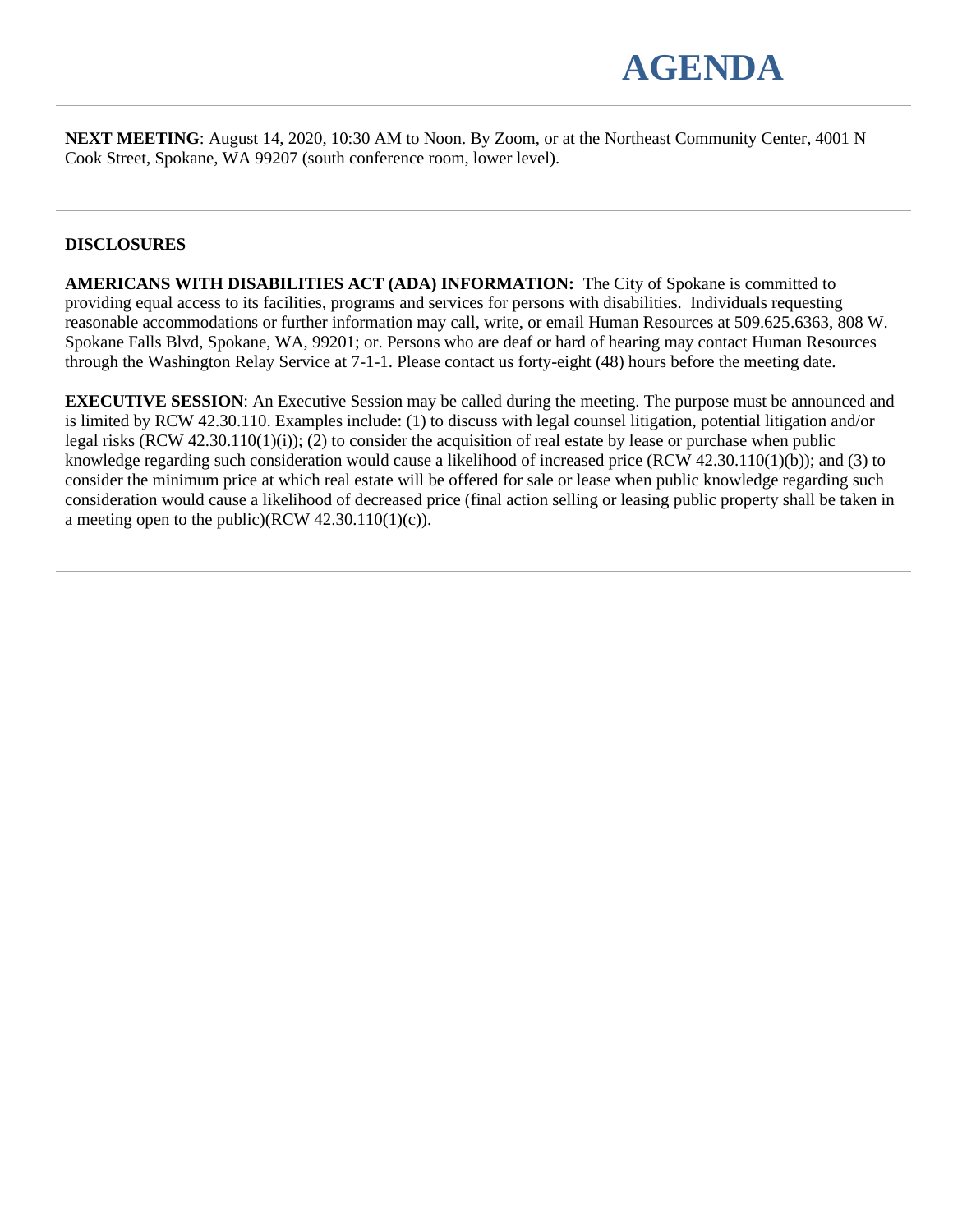# AGENDA

---

**NEXT MEETING**: August 14, 2020, 10:30 AM to Noon. By Zoom, or at the Northeast Community Center, 4001 N Cook Street, Spokane, WA 99207 (south conference room, lower level).

---

**DISCLOSURES**

**AMERICANS WITH DISABILITIES ACT (ADA) INFORMATION:** The City of Spokane is committed to providing equal access to its facilities, programs and services for persons with disabilities. Individuals requesting reasonable accommodations or further information may call, write, or email Human Resources at 509.625.6363, 808 W. Spokane Falls Blvd, Spokane, WA, 99201; or. Persons who are deaf or hard of hearing may contact Human Resources through the Washington Relay Service at 7-1-1. Please contact us forty-eight (48) hours before the meeting date.

**EXECUTIVE SESSION**: An Executive Session may be called during the meeting. The purpose must be announced and is limited by RCW 42.30.110. Examples include: (1) to discuss with legal counsel litigation, potential litigation and/or legal risks (RCW 42.30.110(1)(i)); (2) to consider the acquisition of real estate by lease or purchase when public knowledge regarding such consideration would cause a likelihood of increased price (RCW 42.30.110(1)(b)); and (3) to consider the minimum price at which real estate will be offered for sale or lease when public knowledge regarding such consideration would cause a likelihood of decreased price (final action selling or leasing public property shall be taken in a meeting open to the public)(RCW 42.30.110(1)(c)).

---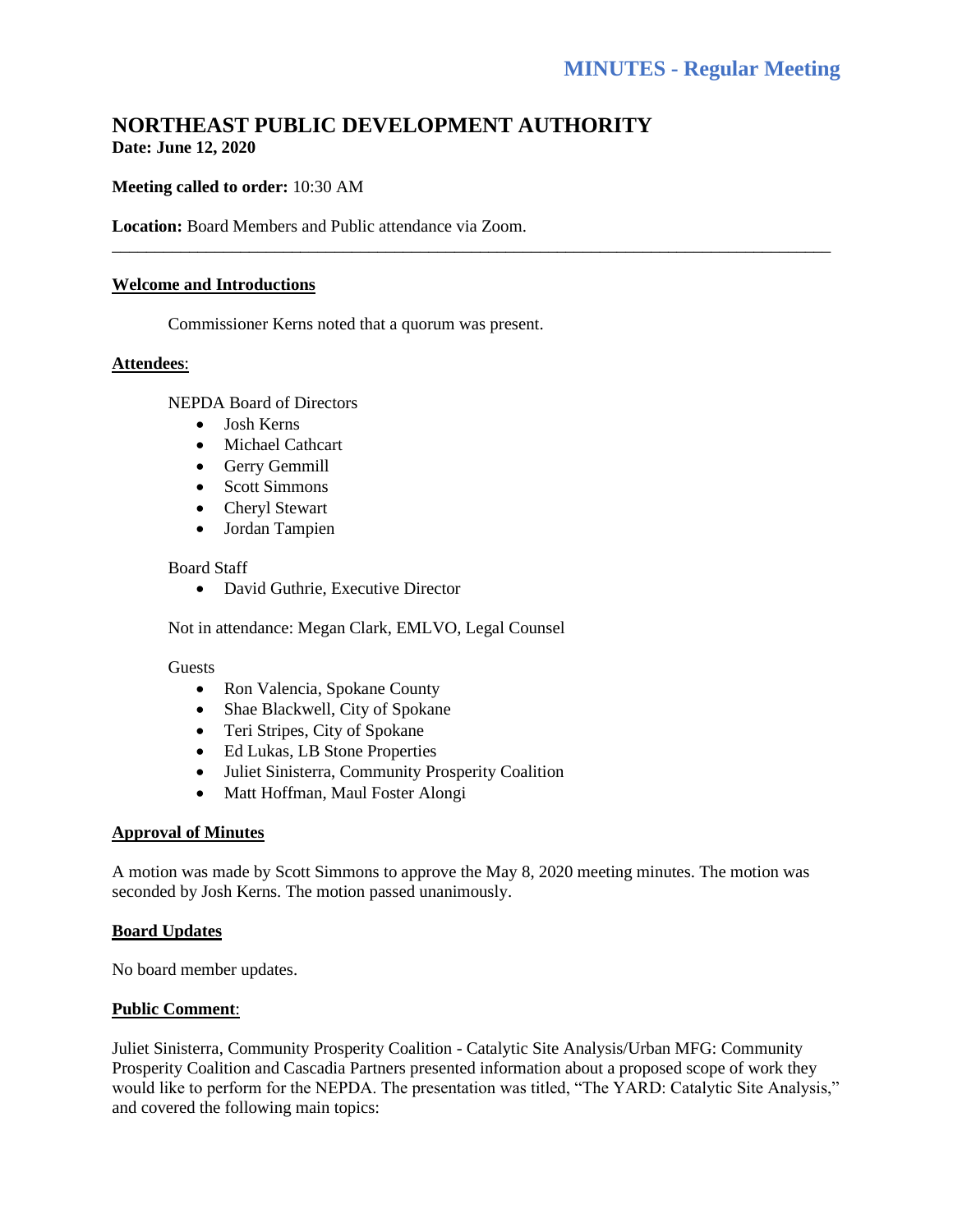# MINUTES - Regular Meeting

## NORTHEAST PUBLIC DEVELOPMENT AUTHORITY

**Date: June 12, 2020**

**Meeting called to order:** 10:30 AM

**Location:** Board Members and Public attendance via Zoom.

---

**Welcome and Introductions**

Commissioner Kerns noted that a quorum was present.

**Attendees**:

NEPDA Board of Directors

- Josh Kerns
- Michael Cathcart
- Gerry Gemmill
- Scott Simmons
- Cheryl Stewart
- Jordan Tampien

Board Staff

- David Guthrie, Executive Director

Not in attendance: Megan Clark, EMLVO, Legal Counsel

Guests

- Ron Valencia, Spokane County
- Shae Blackwell, City of Spokane
- Teri Stripes, City of Spokane
- Ed Lukas, LB Stone Properties
- Juliet Sinisterra, Community Prosperity Coalition
- Matt Hoffman, Maul Foster Alongi

**Approval of Minutes**

A motion was made by Scott Simmons to approve the May 8, 2020 meeting minutes. The motion was seconded by Josh Kerns. The motion passed unanimously.

**Board Updates**

No board member updates.

**Public Comment**:

Juliet Sinisterra, Community Prosperity Coalition - Catalytic Site Analysis/Urban MFG: Community Prosperity Coalition and Cascadia Partners presented information about a proposed scope of work they would like to perform for the NEPDA. The presentation was titled, "The YARD: Catalytic Site Analysis," and covered the following main topics: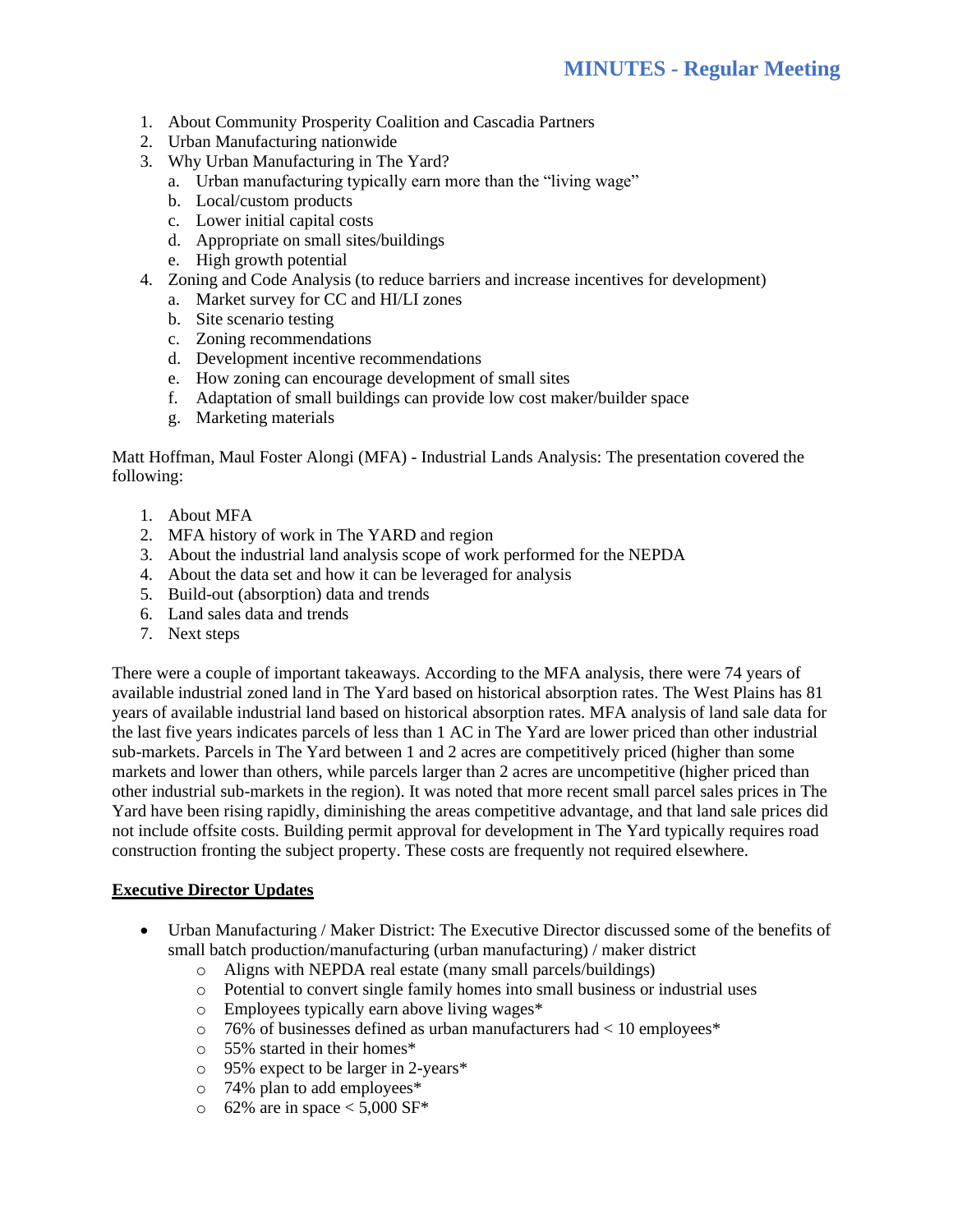1. About Community Prosperity Coalition and Cascadia Partners
2. Urban Manufacturing nationwide
3. Why Urban Manufacturing in The Yard?
   a. Urban manufacturing typically earn more than the "living wage"
   b. Local/custom products
   c. Lower initial capital costs
   d. Appropriate on small sites/buildings
   e. High growth potential
4. Zoning and Code Analysis (to reduce barriers and increase incentives for development)
   a. Market survey for CC and HI/LI zones
   b. Site scenario testing
   c. Zoning recommendations
   d. Development incentive recommendations
   e. How zoning can encourage development of small sites
   f. Adaptation of small buildings can provide low cost maker/builder space
   g. Marketing materials

Matt Hoffman, Maul Foster Alongi (MFA) - Industrial Lands Analysis: The presentation covered the following:

1. About MFA
2. MFA history of work in The YARD and region
3. About the industrial land analysis scope of work performed for the NEPDA
4. About the data set and how it can be leveraged for analysis
5. Build-out (absorption) data and trends
6. Land sales data and trends
7. Next steps

There were a couple of important takeaways. According to the MFA analysis, there were 74 years of available industrial zoned land in The Yard based on historical absorption rates. The West Plains has 81 years of available industrial land based on historical absorption rates. MFA analysis of land sale data for the last five years indicates parcels of less than 1 AC in The Yard are lower priced than other industrial sub-markets. Parcels in The Yard between 1 and 2 acres are competitively priced (higher than some markets and lower than others, while parcels larger than 2 acres are uncompetitive (higher priced than other industrial sub-markets in the region). It was noted that more recent small parcel sales prices in The Yard have been rising rapidly, diminishing the areas competitive advantage, and that land sale prices did not include offsite costs. Building permit approval for development in The Yard typically requires road construction fronting the subject property. These costs are frequently not required elsewhere.

**Executive Director Updates**

- Urban Manufacturing / Maker District: The Executive Director discussed some of the benefits of small batch production/manufacturing (urban manufacturing) / maker district
  - Aligns with NEPDA real estate (many small parcels/buildings)
  - Potential to convert single family homes into small business or industrial uses
  - Employees typically earn above living wages*
  - 76% of businesses defined as urban manufacturers had < 10 employees*
  - 55% started in their homes*
  - 95% expect to be larger in 2-years*
  - 74% plan to add employees*
  - 62% are in space < 5,000 SF*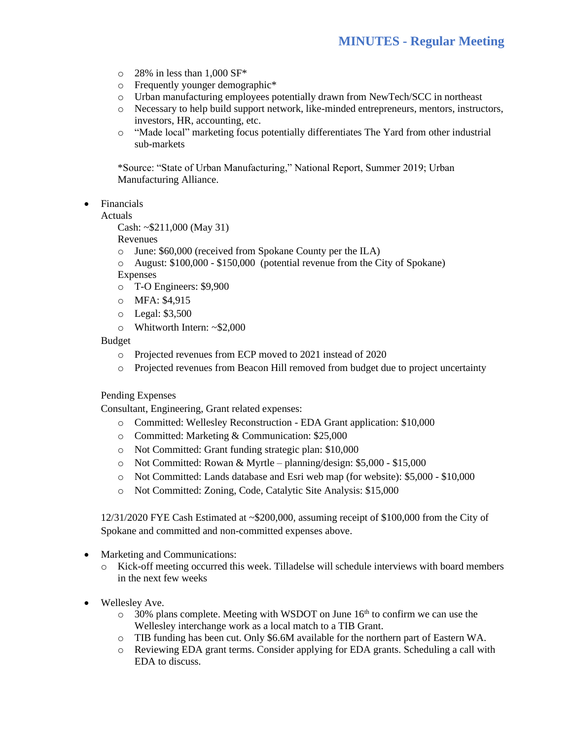- 28% in less than 1,000 SF*
  - Frequently younger demographic*
  - Urban manufacturing employees potentially drawn from NewTech/SCC in northeast
  - Necessary to help build support network, like-minded entrepreneurs, mentors, instructors, investors, HR, accounting, etc.
  - "Made local" marketing focus potentially differentiates The Yard from other industrial sub-markets

  *Source: "State of Urban Manufacturing," National Report, Summer 2019; Urban Manufacturing Alliance.

- Financials

  Actuals

  Cash: ~$211,000 (May 31)

  Revenues

  - June: $60,000 (received from Spokane County per the ILA)
  - August: $100,000 - $150,000 (potential revenue from the City of Spokane)

  Expenses

  - T-O Engineers: $9,900
  - MFA: $4,915
  - Legal: $3,500
  - Whitworth Intern: ~$2,000

  Budget

  - Projected revenues from ECP moved to 2021 instead of 2020
  - Projected revenues from Beacon Hill removed from budget due to project uncertainty

  Pending Expenses

  Consultant, Engineering, Grant related expenses:

  - Committed: Wellesley Reconstruction - EDA Grant application: $10,000
  - Committed: Marketing & Communication: $25,000
  - Not Committed: Grant funding strategic plan: $10,000
  - Not Committed: Rowan & Myrtle – planning/design: $5,000 - $15,000
  - Not Committed: Lands database and Esri web map (for website): $5,000 - $10,000
  - Not Committed: Zoning, Code, Catalytic Site Analysis: $15,000

  12/31/2020 FYE Cash Estimated at ~$200,000, assuming receipt of $100,000 from the City of Spokane and committed and non-committed expenses above.

- Marketing and Communications:
  - Kick-off meeting occurred this week. Tilladelse will schedule interviews with board members in the next few weeks

- Wellesley Ave.
  - 30% plans complete. Meeting with WSDOT on June 16th to confirm we can use the Wellesley interchange work as a local match to a TIB Grant.
  - TIB funding has been cut. Only $6.6M available for the northern part of Eastern WA.
  - Reviewing EDA grant terms. Consider applying for EDA grants. Scheduling a call with EDA to discuss.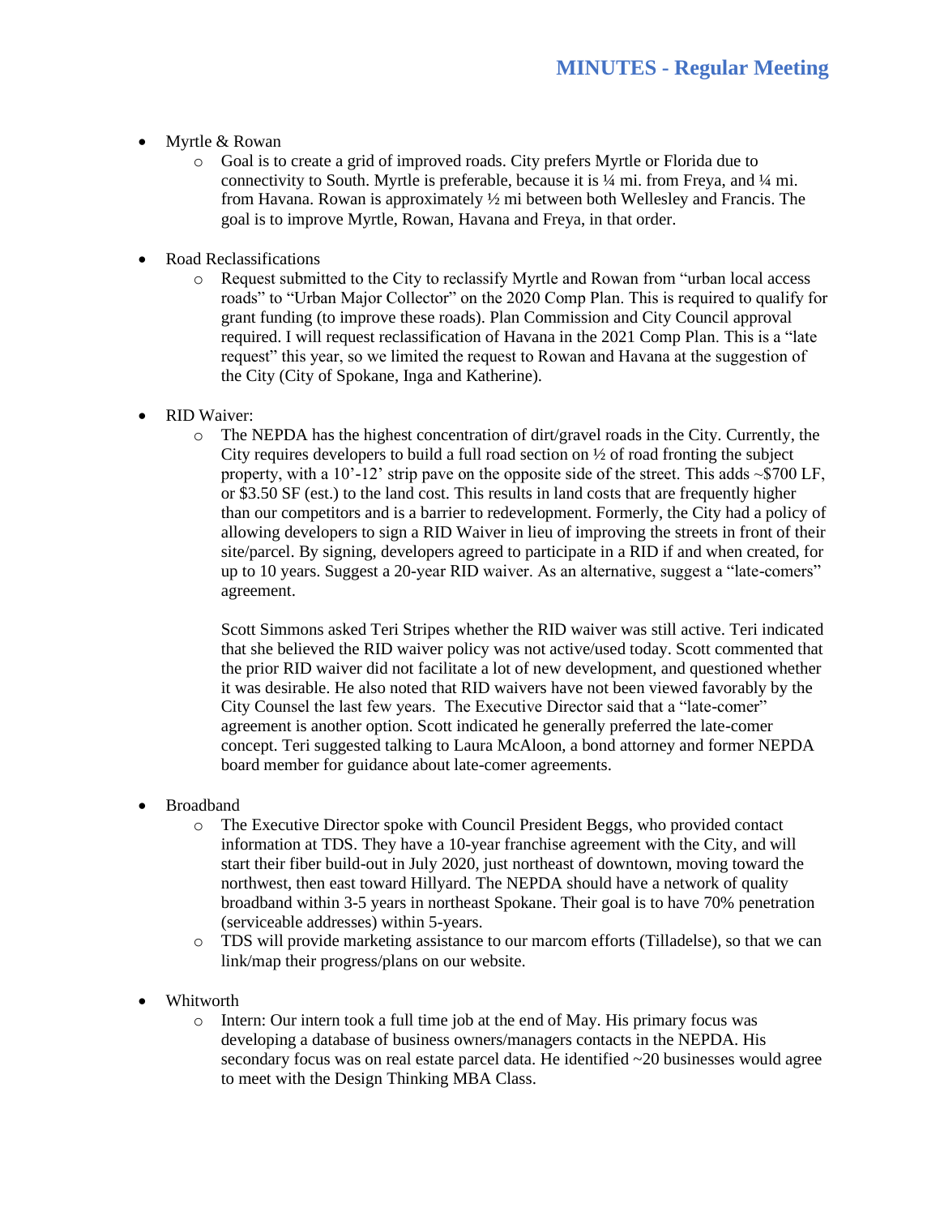- Myrtle & Rowan
    - Goal is to create a grid of improved roads. City prefers Myrtle or Florida due to connectivity to South. Myrtle is preferable, because it is ¼ mi. from Freya, and ¼ mi. from Havana. Rowan is approximately ½ mi between both Wellesley and Francis. The goal is to improve Myrtle, Rowan, Havana and Freya, in that order.

- Road Reclassifications
    - Request submitted to the City to reclassify Myrtle and Rowan from "urban local access roads" to "Urban Major Collector" on the 2020 Comp Plan. This is required to qualify for grant funding (to improve these roads). Plan Commission and City Council approval required. I will request reclassification of Havana in the 2021 Comp Plan. This is a "late request" this year, so we limited the request to Rowan and Havana at the suggestion of the City (City of Spokane, Inga and Katherine).

- RID Waiver:
    - The NEPDA has the highest concentration of dirt/gravel roads in the City. Currently, the City requires developers to build a full road section on ½ of road fronting the subject property, with a 10'-12' strip pave on the opposite side of the street. This adds ~$700 LF, or $3.50 SF (est.) to the land cost. This results in land costs that are frequently higher than our competitors and is a barrier to redevelopment. Formerly, the City had a policy of allowing developers to sign a RID Waiver in lieu of improving the streets in front of their site/parcel. By signing, developers agreed to participate in a RID if and when created, for up to 10 years. Suggest a 20-year RID waiver. As an alternative, suggest a "late-comers" agreement.

      Scott Simmons asked Teri Stripes whether the RID waiver was still active. Teri indicated that she believed the RID waiver policy was not active/used today. Scott commented that the prior RID waiver did not facilitate a lot of new development, and questioned whether it was desirable. He also noted that RID waivers have not been viewed favorably by the City Counsel the last few years. The Executive Director said that a "late-comer" agreement is another option. Scott indicated he generally preferred the late-comer concept. Teri suggested talking to Laura McAloon, a bond attorney and former NEPDA board member for guidance about late-comer agreements.

- Broadband
    - The Executive Director spoke with Council President Beggs, who provided contact information at TDS. They have a 10-year franchise agreement with the City, and will start their fiber build-out in July 2020, just northeast of downtown, moving toward the northwest, then east toward Hillyard. The NEPDA should have a network of quality broadband within 3-5 years in northeast Spokane. Their goal is to have 70% penetration (serviceable addresses) within 5-years.
    - TDS will provide marketing assistance to our marcom efforts (Tilladelse), so that we can link/map their progress/plans on our website.

- Whitworth
    - Intern: Our intern took a full time job at the end of May. His primary focus was developing a database of business owners/managers contacts in the NEPDA. His secondary focus was on real estate parcel data. He identified ~20 businesses would agree to meet with the Design Thinking MBA Class.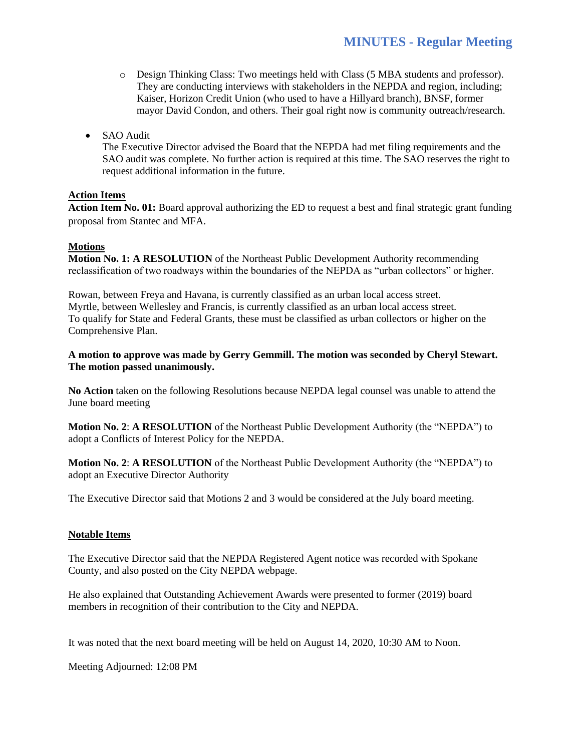- Design Thinking Class: Two meetings held with Class (5 MBA students and professor). They are conducting interviews with stakeholders in the NEPDA and region, including; Kaiser, Horizon Credit Union (who used to have a Hillyard branch), BNSF, former mayor David Condon, and others. Their goal right now is community outreach/research.

- SAO Audit
  The Executive Director advised the Board that the NEPDA had met filing requirements and the SAO audit was complete. No further action is required at this time. The SAO reserves the right to request additional information in the future.

**Action Items**

**Action Item No. 01:** Board approval authorizing the ED to request a best and final strategic grant funding proposal from Stantec and MFA.

**Motions**

**Motion No. 1: A RESOLUTION** of the Northeast Public Development Authority recommending reclassification of two roadways within the boundaries of the NEPDA as "urban collectors" or higher.

Rowan, between Freya and Havana, is currently classified as an urban local access street.
Myrtle, between Wellesley and Francis, is currently classified as an urban local access street.
To qualify for State and Federal Grants, these must be classified as urban collectors or higher on the Comprehensive Plan.

**A motion to approve was made by Gerry Gemmill. The motion was seconded by Cheryl Stewart. The motion passed unanimously.**

**No Action** taken on the following Resolutions because NEPDA legal counsel was unable to attend the June board meeting

**Motion No. 2**: **A RESOLUTION** of the Northeast Public Development Authority (the "NEPDA") to adopt a Conflicts of Interest Policy for the NEPDA.

**Motion No. 2**: **A RESOLUTION** of the Northeast Public Development Authority (the "NEPDA") to adopt an Executive Director Authority

The Executive Director said that Motions 2 and 3 would be considered at the July board meeting.

**Notable Items**

The Executive Director said that the NEPDA Registered Agent notice was recorded with Spokane County, and also posted on the City NEPDA webpage.

He also explained that Outstanding Achievement Awards were presented to former (2019) board members in recognition of their contribution to the City and NEPDA.

It was noted that the next board meeting will be held on August 14, 2020, 10:30 AM to Noon.

Meeting Adjourned: 12:08 PM